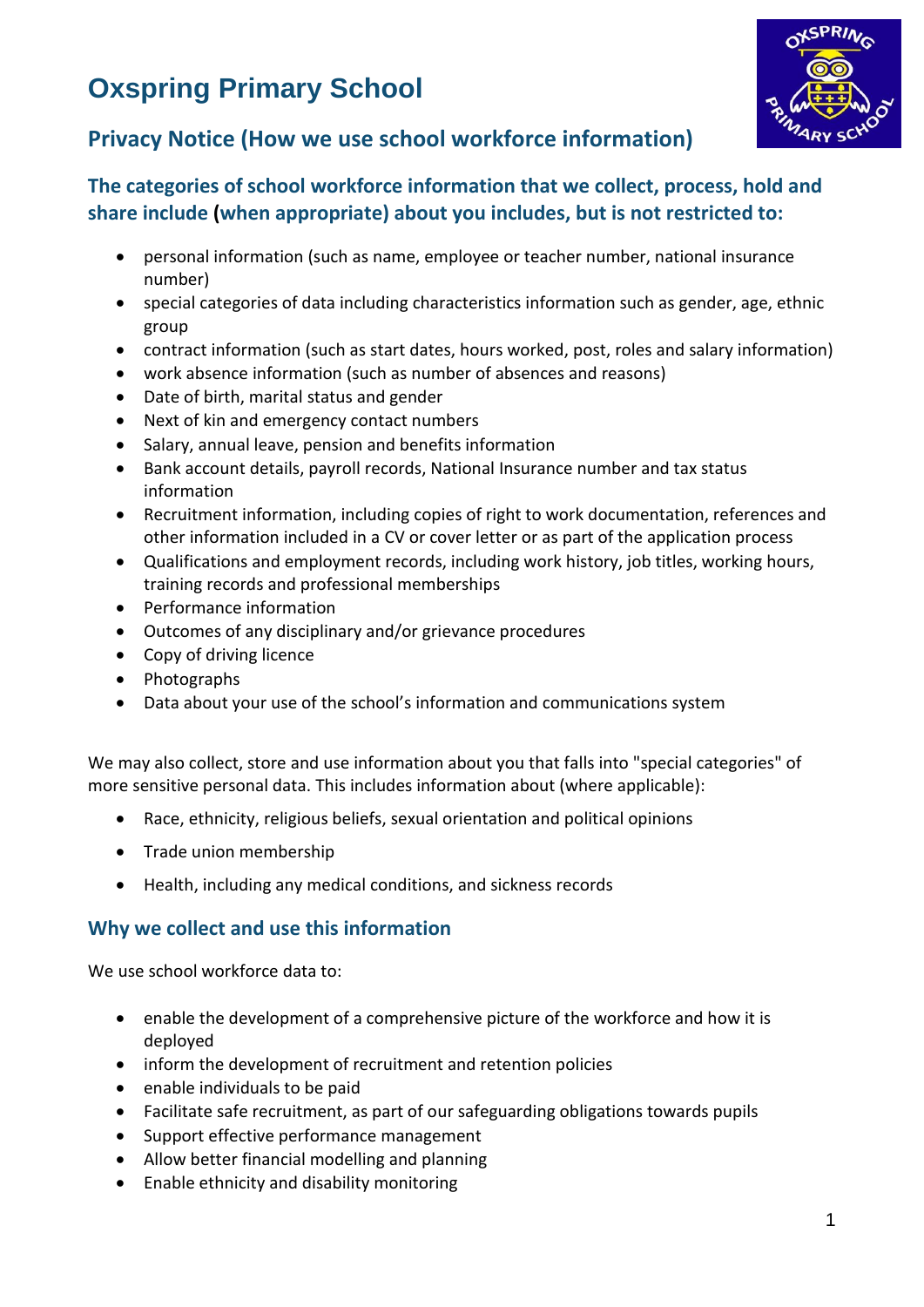# Oxspring Primary School

## Privacy Notice (How we use school workforce information)

### The categories of school workforce information that we collect, process, hold and share include (when appropriate) about you includes, but is not restricted to:

- personal information (such as name, employee or teacher number, national insurance number)
- special categories of data including characteristics information such as gender, age, ethnic group
- contract information (such as start dates, hours worked, post, roles and salary information)
- work absence information (such as number of absences and reasons)
- Date of birth, marital status and gender
- Next of kin and emergency contact numbers
- Salary, annual leave, pension and benefits information
- Bank account details, payroll records, National Insurance number and tax status information
- Recruitment information, including copies of right to work documentation, references and other information included in a CV or cover letter or as part of the application process
- Qualifications and employment records, including work history, job titles, working hours, training records and professional memberships
- Performance information
- Outcomes of any disciplinary and/or grievance procedures
- Copy of driving licence
- Photographs
- Data about your use of the school's information and communications system

We may also collect, store and use information about you that falls into "special categories" of more sensitive personal data. This includes information about (where applicable):

- Race, ethnicity, religious beliefs, sexual orientation and political opinions
- Trade union membership
- Health, including any medical conditions, and sickness records

### Why we collect and use this information

We use school workforce data to:

- enable the development of a comprehensive picture of the workforce and how it is deployed
- inform the development of recruitment and retention policies
- enable individuals to be paid
- Facilitate safe recruitment, as part of our safeguarding obligations towards pupils
- Support effective performance management
- Allow better financial modelling and planning
- Enable ethnicity and disability monitoring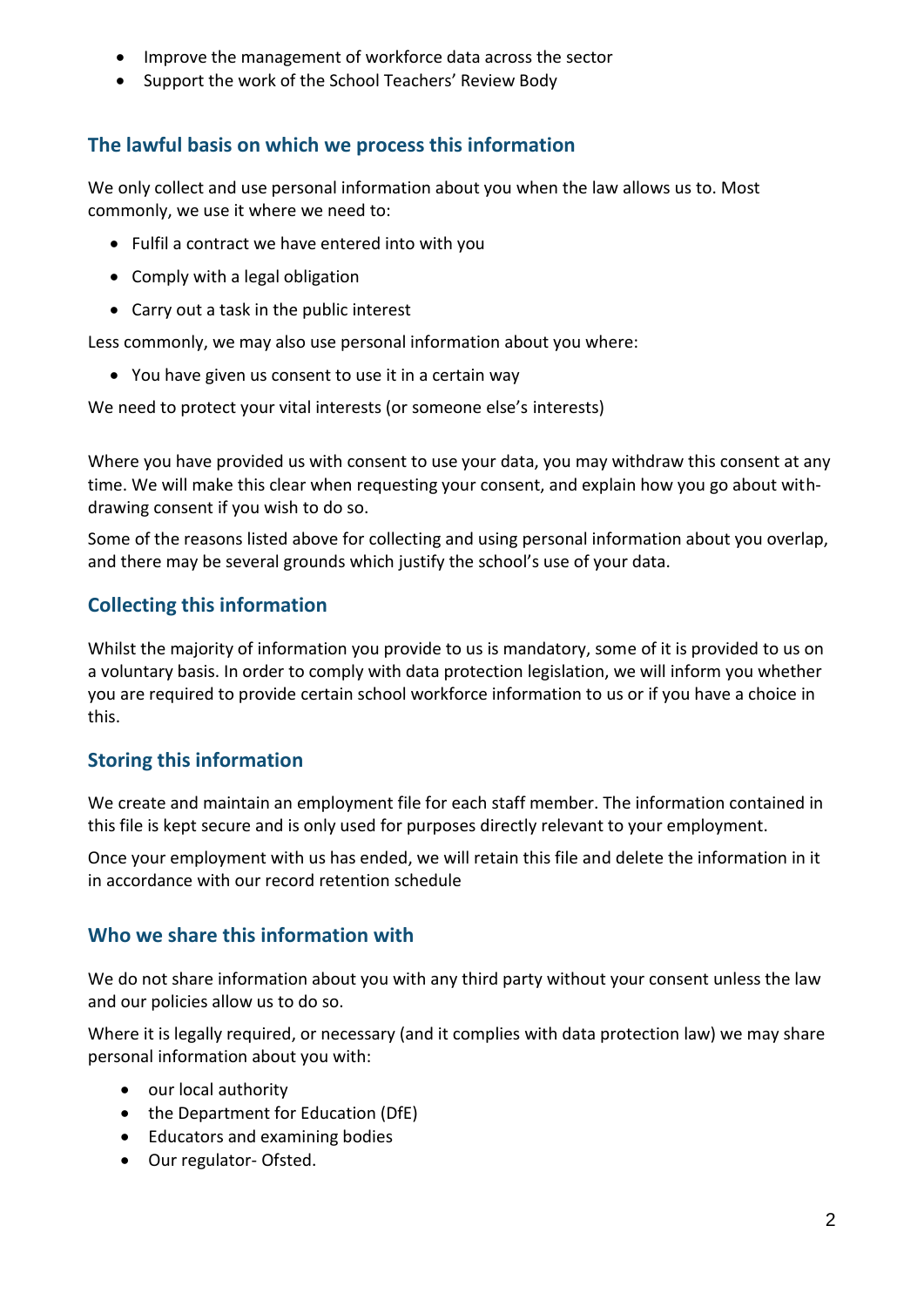- Improve the management of workforce data across the sector
- Support the work of the School Teachers' Review Body

## The lawful basis on which we process this information

We only collect and use personal information about you when the law allows us to. Most commonly, we use it where we need to:

- Fulfil a contract we have entered into with you
- Comply with a legal obligation
- Carry out a task in the public interest

Less commonly, we may also use personal information about you where:

- You have given us consent to use it in a certain way

We need to protect your vital interests (or someone else's interests)

Where you have provided us with consent to use your data, you may withdraw this consent at any time. We will make this clear when requesting your consent, and explain how you go about with-drawing consent if you wish to do so.

Some of the reasons listed above for collecting and using personal information about you overlap, and there may be several grounds which justify the school's use of your data.

## Collecting this information

Whilst the majority of information you provide to us is mandatory, some of it is provided to us on a voluntary basis. In order to comply with data protection legislation, we will inform you whether you are required to provide certain school workforce information to us or if you have a choice in this.

## Storing this information

We create and maintain an employment file for each staff member. The information contained in this file is kept secure and is only used for purposes directly relevant to your employment.

Once your employment with us has ended, we will retain this file and delete the information in it in accordance with our record retention schedule

## Who we share this information with

We do not share information about you with any third party without your consent unless the law and our policies allow us to do so.

Where it is legally required, or necessary (and it complies with data protection law) we may share personal information about you with:

- our local authority
- the Department for Education (DfE)
- Educators and examining bodies
- Our regulator- Ofsted.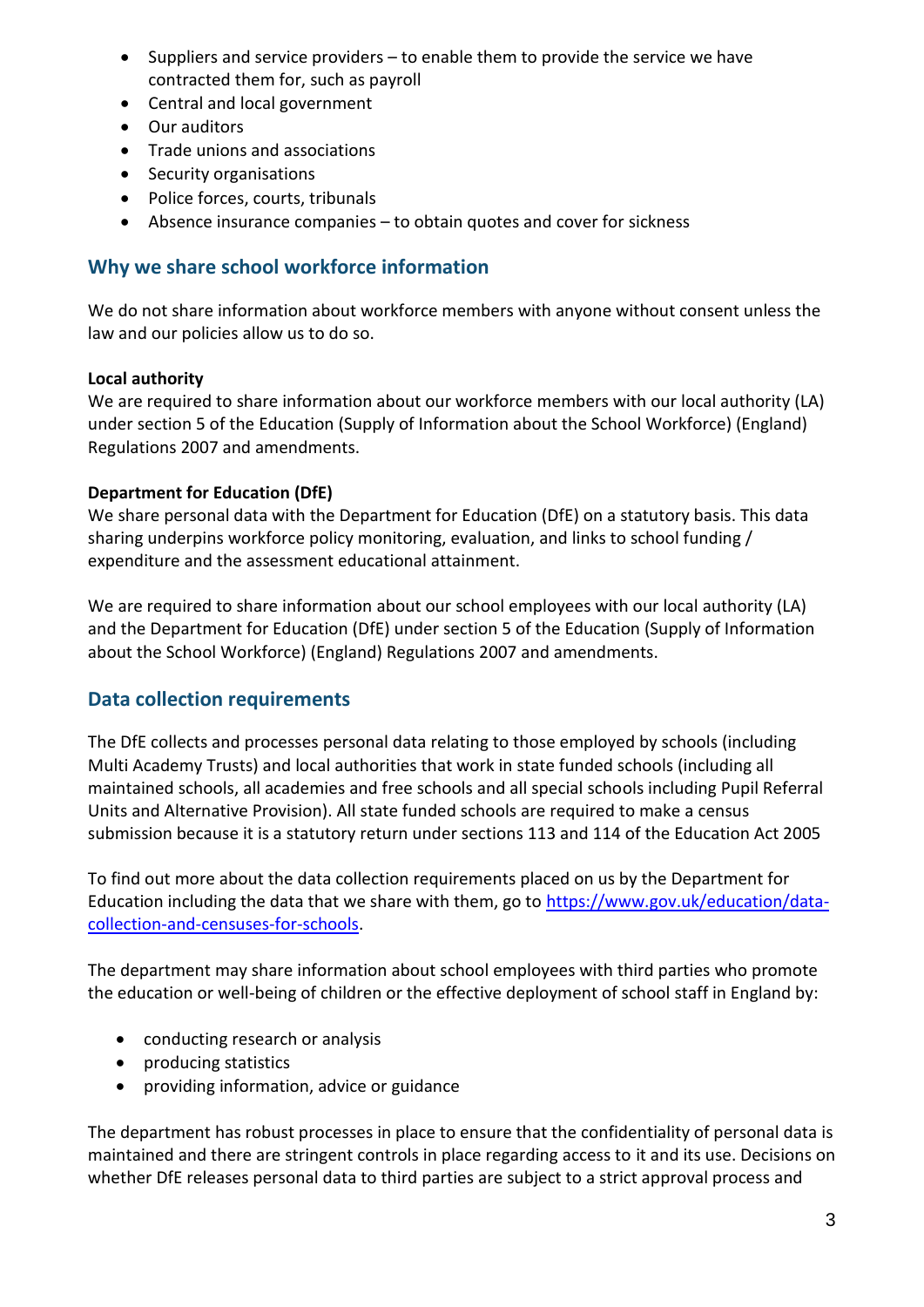- Suppliers and service providers – to enable them to provide the service we have contracted them for, such as payroll
- Central and local government
- Our auditors
- Trade unions and associations
- Security organisations
- Police forces, courts, tribunals
- Absence insurance companies – to obtain quotes and cover for sickness

## Why we share school workforce information

We do not share information about workforce members with anyone without consent unless the law and our policies allow us to do so.

**Local authority**
We are required to share information about our workforce members with our local authority (LA) under section 5 of the Education (Supply of Information about the School Workforce) (England) Regulations 2007 and amendments.

**Department for Education (DfE)**
We share personal data with the Department for Education (DfE) on a statutory basis. This data sharing underpins workforce policy monitoring, evaluation, and links to school funding / expenditure and the assessment educational attainment.

We are required to share information about our school employees with our local authority (LA) and the Department for Education (DfE) under section 5 of the Education (Supply of Information about the School Workforce) (England) Regulations 2007 and amendments.

## Data collection requirements

The DfE collects and processes personal data relating to those employed by schools (including Multi Academy Trusts) and local authorities that work in state funded schools (including all maintained schools, all academies and free schools and all special schools including Pupil Referral Units and Alternative Provision). All state funded schools are required to make a census submission because it is a statutory return under sections 113 and 114 of the Education Act 2005

To find out more about the data collection requirements placed on us by the Department for Education including the data that we share with them, go to [https://www.gov.uk/education/data-collection-and-censuses-for-schools](https://www.gov.uk/education/data-collection-and-censuses-for-schools).

The department may share information about school employees with third parties who promote the education or well-being of children or the effective deployment of school staff in England by:

- conducting research or analysis
- producing statistics
- providing information, advice or guidance

The department has robust processes in place to ensure that the confidentiality of personal data is maintained and there are stringent controls in place regarding access to it and its use. Decisions on whether DfE releases personal data to third parties are subject to a strict approval process and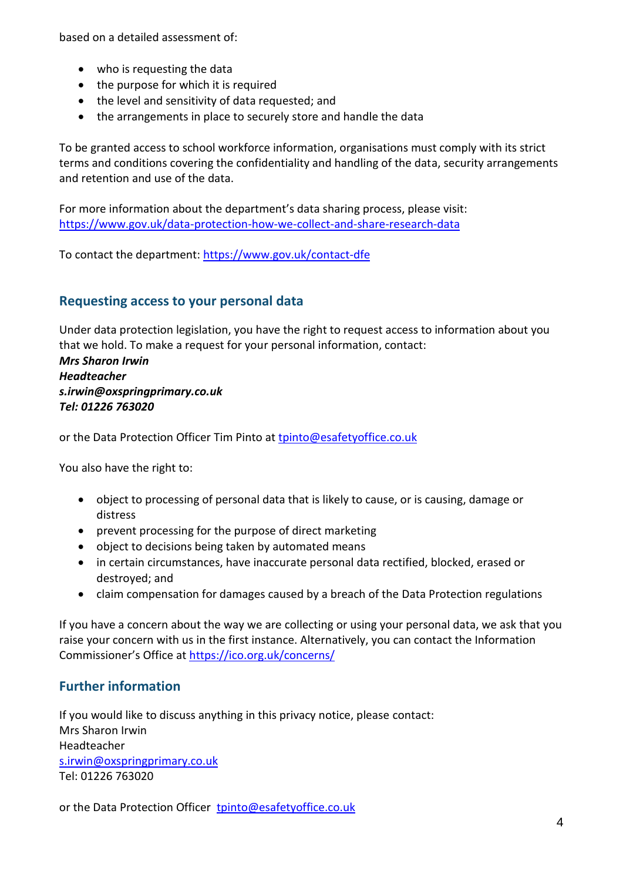based on a detailed assessment of:

- who is requesting the data
- the purpose for which it is required
- the level and sensitivity of data requested; and
- the arrangements in place to securely store and handle the data

To be granted access to school workforce information, organisations must comply with its strict terms and conditions covering the confidentiality and handling of the data, security arrangements and retention and use of the data.

For more information about the department's data sharing process, please visit: https://www.gov.uk/data-protection-how-we-collect-and-share-research-data

To contact the department: https://www.gov.uk/contact-dfe

## Requesting access to your personal data

Under data protection legislation, you have the right to request access to information about you that we hold. To make a request for your personal information, contact:
***Mrs Sharon Irwin***
***Headteacher***
***s.irwin@oxspringprimary.co.uk***
***Tel: 01226 763020***

or the Data Protection Officer Tim Pinto at tpinto@esafetyoffice.co.uk

You also have the right to:

- object to processing of personal data that is likely to cause, or is causing, damage or distress
- prevent processing for the purpose of direct marketing
- object to decisions being taken by automated means
- in certain circumstances, have inaccurate personal data rectified, blocked, erased or destroyed; and
- claim compensation for damages caused by a breach of the Data Protection regulations

If you have a concern about the way we are collecting or using your personal data, we ask that you raise your concern with us in the first instance. Alternatively, you can contact the Information Commissioner's Office at https://ico.org.uk/concerns/

## Further information

If you would like to discuss anything in this privacy notice, please contact:
Mrs Sharon Irwin
Headteacher
s.irwin@oxspringprimary.co.uk
Tel: 01226 763020

or the Data Protection Officer tpinto@esafetyoffice.co.uk